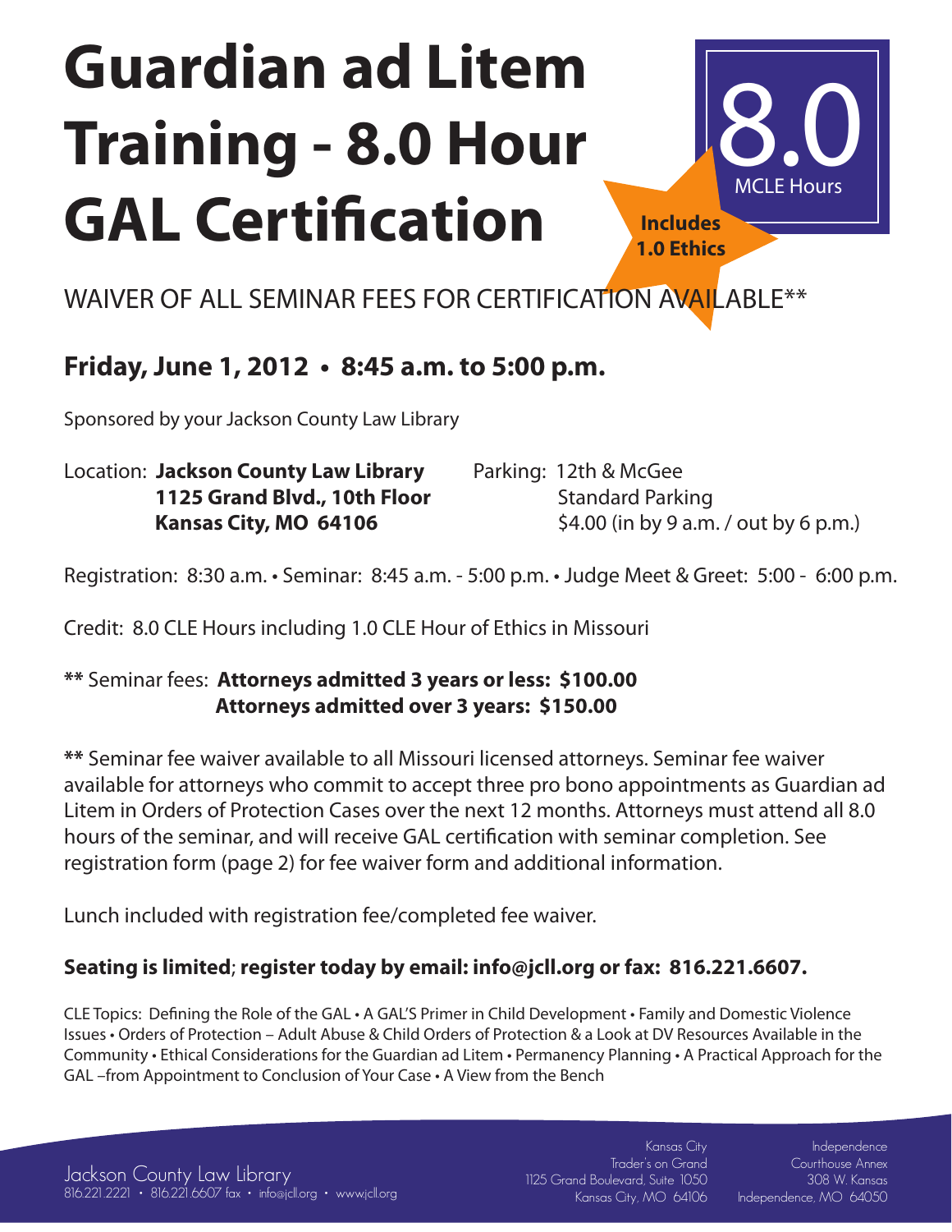# Guardian ad Litem Training - 8.0 Hour GAL Certification

**8.0**
MCLE Hours

**Includes 1.0 Ethics**

WAIVER OF ALL SEMINAR FEES FOR CERTIFICATION AVAILABLE**

## Friday, June 1, 2012 • 8:45 a.m. to 5:00 p.m.

Sponsored by your Jackson County Law Library

Location: **Jackson County Law Library**
**1125 Grand Blvd., 10th Floor**
**Kansas City, MO 64106**

Parking: 12th & McGee
Standard Parking
$4.00 (in by 9 a.m. / out by 6 p.m.)

Registration: 8:30 a.m. • Seminar: 8:45 a.m. - 5:00 p.m. • Judge Meet & Greet: 5:00 - 6:00 p.m.

Credit: 8.0 CLE Hours including 1.0 CLE Hour of Ethics in Missouri

**\*\*** Seminar fees: **Attorneys admitted 3 years or less: $100.00**
**Attorneys admitted over 3 years: $150.00**

**\*\*** Seminar fee waiver available to all Missouri licensed attorneys. Seminar fee waiver available for attorneys who commit to accept three pro bono appointments as Guardian ad Litem in Orders of Protection Cases over the next 12 months. Attorneys must attend all 8.0 hours of the seminar, and will receive GAL certification with seminar completion. See registration form (page 2) for fee waiver form and additional information.

Lunch included with registration fee/completed fee waiver.

**Seating is limited; register today by email: info@jcll.org or fax: 816.221.6607.**

CLE Topics: Defining the Role of the GAL • A GAL'S Primer in Child Development • Family and Domestic Violence Issues • Orders of Protection – Adult Abuse & Child Orders of Protection & a Look at DV Resources Available in the Community • Ethical Considerations for the Guardian ad Litem • Permanency Planning • A Practical Approach for the GAL –from Appointment to Conclusion of Your Case • A View from the Bench

Jackson County Law Library
816.221.2221 • 816.221.6607 fax • info@jcll.org • www.jcll.org

Kansas City
Trader's on Grand
1125 Grand Boulevard, Suite 1050
Kansas City, MO 64106

Independence
Courthouse Annex
308 W. Kansas
Independence, MO 64050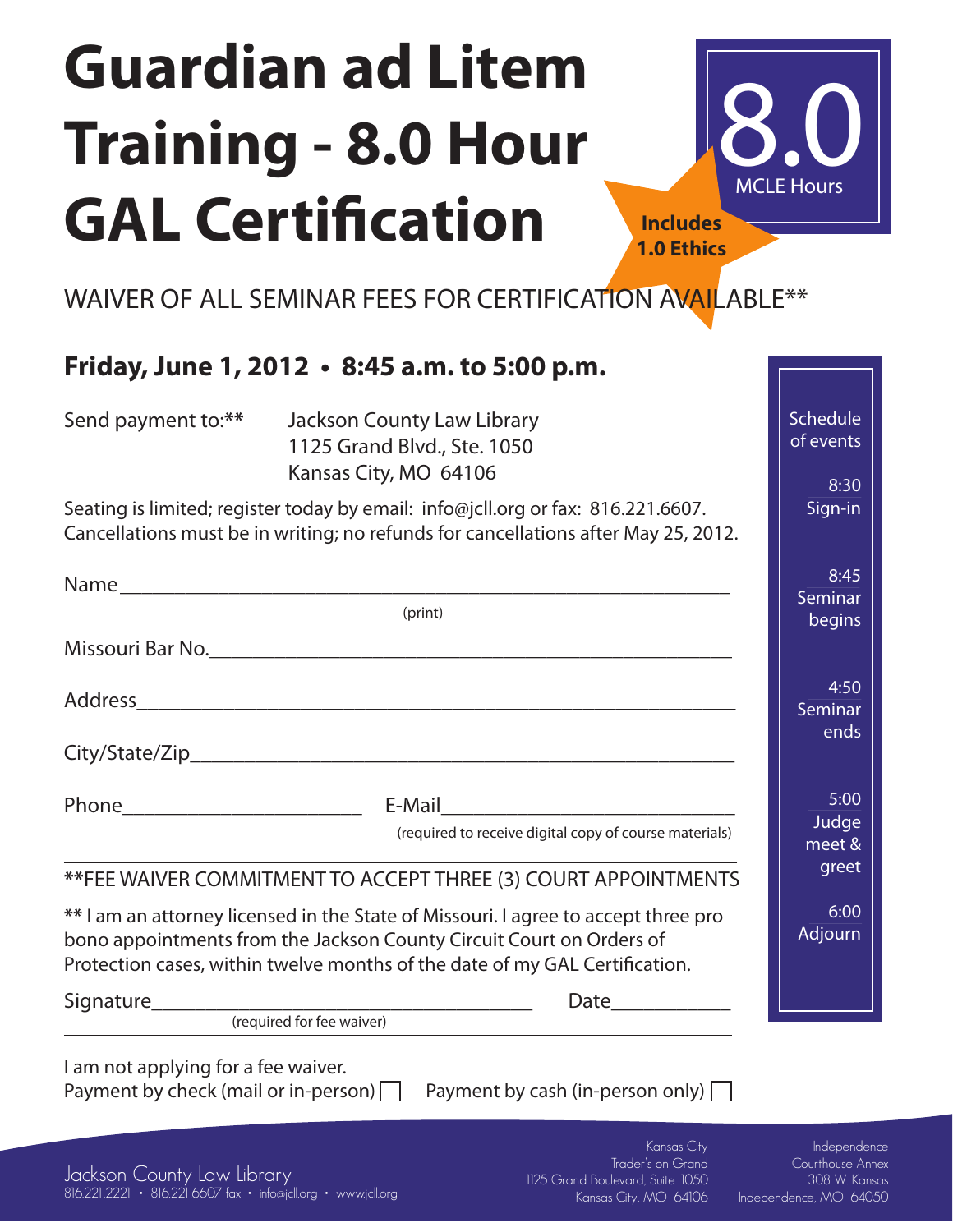# Guardian ad Litem Training - 8.0 Hour GAL Certification

**8.0** MCLE Hours

**Includes 1.0 Ethics**

WAIVER OF ALL SEMINAR FEES FOR CERTIFICATION AVAILABLE**

## Friday, June 1, 2012 • 8:45 a.m. to 5:00 p.m.

Send payment to:** Jackson County Law Library
1125 Grand Blvd., Ste. 1050
Kansas City, MO 64106

Seating is limited; register today by email: info@jcll.org or fax: 816.221.6607.
Cancellations must be in writing; no refunds for cancellations after May 25, 2012.

Name_______________________________________________
(print)

Missouri Bar No._______________________________________

Address______________________________________________

City/State/Zip_________________________________________

Phone____________________ E-Mail_________________________
(required to receive digital copy of course materials)

**FEE WAIVER COMMITMENT TO ACCEPT THREE (3) COURT APPOINTMENTS

** I am an attorney licensed in the State of Missouri. I agree to accept three pro bono appointments from the Jackson County Circuit Court on Orders of Protection cases, within twelve months of the date of my GAL Certification.

Signature_________________________________ Date___________
(required for fee waiver)

I am not applying for a fee waiver.
Payment by check (mail or in-person) ☐ Payment by cash (in-person only) ☐

**Schedule of events**

8:30 Sign-in

8:45 Seminar begins

4:50 Seminar ends

5:00 Judge meet & greet

6:00 Adjourn

Jackson County Law Library
816.221.2221 • 816.221.6607 fax • info@jcll.org • www.jcll.org

Kansas City
Trader's on Grand
1125 Grand Boulevard, Suite 1050
Kansas City, MO 64106

Independence
Courthouse Annex
308 W. Kansas
Independence, MO 64050